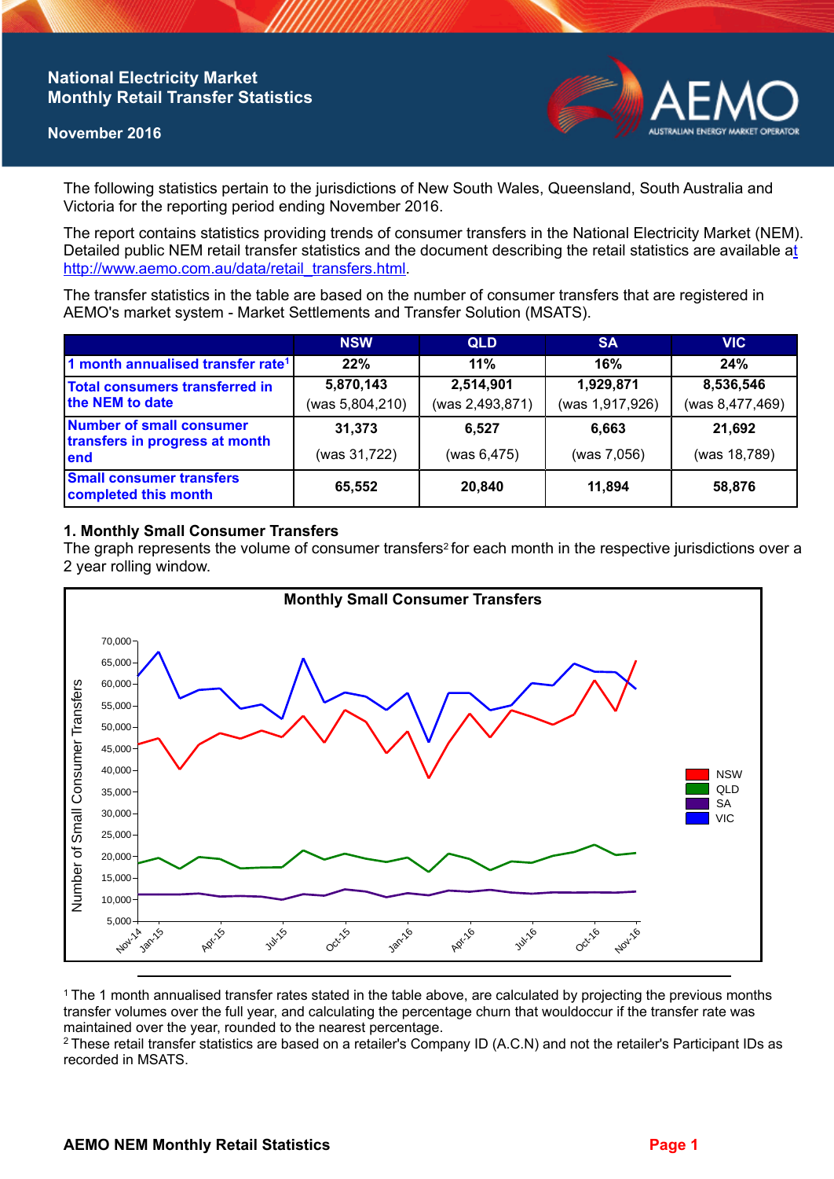# National Electricity Market Monthly Retail Transfer Statistics

**November 2016**

The following statistics pertain to the jurisdictions of New South Wales, Queensland, South Australia and Victoria for the reporting period ending November 2016.

The report contains statistics providing trends of consumer transfers in the National Electricity Market (NEM). Detailed public NEM retail transfer statistics and the document describing the retail statistics are available at http://www.aemo.com.au/data/retail_transfers.html.

The transfer statistics in the table are based on the number of consumer transfers that are registered in AEMO's market system - Market Settlements and Transfer Solution (MSATS).

| | NSW | QLD | SA | VIC |
|---|---|---|---|---|
| 1 month annualised transfer rate[1] | 22% | 11% | 16% | 24% |
| Total consumers transferred in the NEM to date | 5,870,143 (was 5,804,210) | 2,514,901 (was 2,493,871) | 1,929,871 (was 1,917,926) | 8,536,546 (was 8,477,469) |
| Number of small consumer transfers in progress at month end | 31,373 (was 31,722) | 6,527 (was 6,475) | 6,663 (was 7,056) | 21,692 (was 18,789) |
| Small consumer transfers completed this month | 65,552 | 20,840 | 11,894 | 58,876 |

## 1. Monthly Small Consumer Transfers

The graph represents the volume of consumer transfers[2] for each month in the respective jurisdictions over a 2 year rolling window.

---

[1] The 1 month annualised transfer rates stated in the table above, are calculated by projecting the previous months transfer volumes over the full year, and calculating the percentage churn that wouldoccur if the transfer rate was maintained over the year, rounded to the nearest percentage.

[2] These retail transfer statistics are based on a retailer's Company ID (A.C.N) and not the retailer's Participant IDs as recorded in MSATS.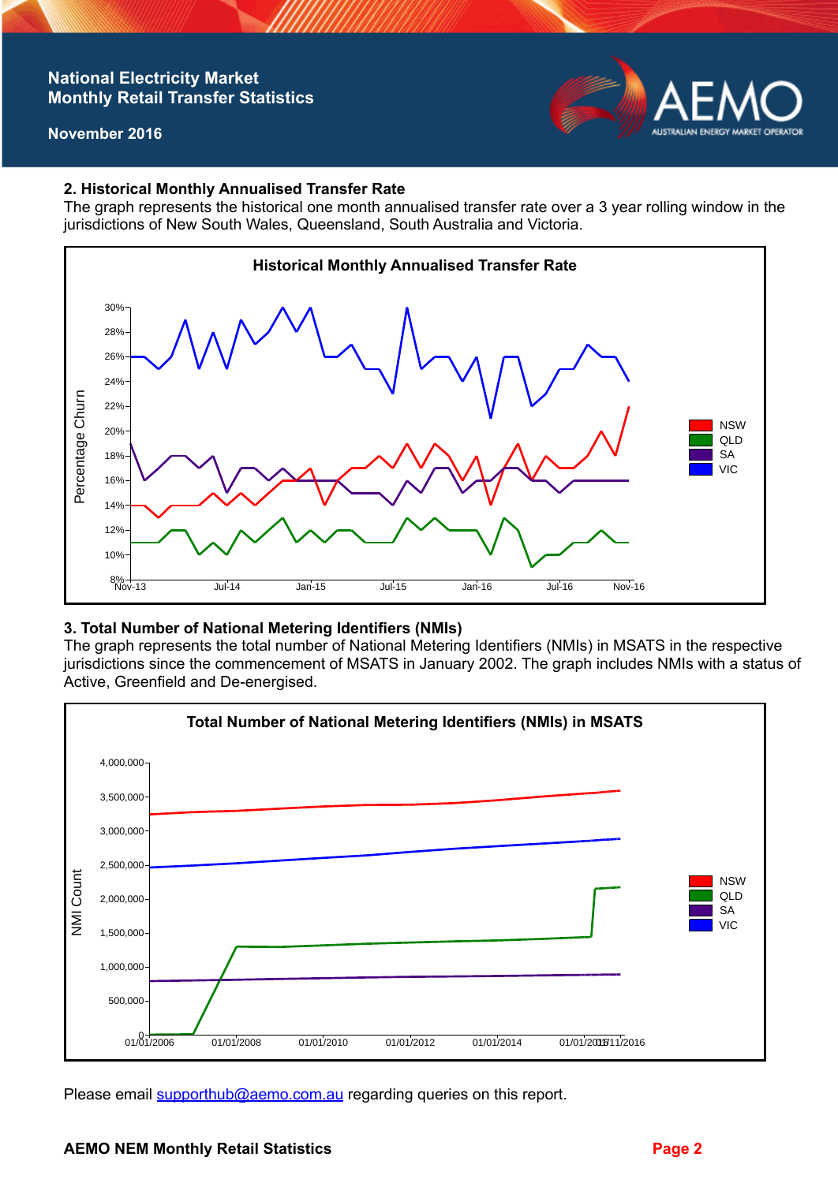## 2. Historical Monthly Annualised Transfer Rate

The graph represents the historical one month annualised transfer rate over a 3 year rolling window in the jurisdictions of New South Wales, Queensland, South Australia and Victoria.

**Historical Monthly Annualised Transfer Rate**

Percentage Churn

30%
28%
26%
24%
22%
20%
18%
16%
14%
12%
10%
8%

Nov-13, Jul-14, Jan-15, Jul-15, Jan-16, Jul-16, Nov-16

NSW
QLD
SA
VIC

## 3. Total Number of National Metering Identifiers (NMIs)

The graph represents the total number of National Metering Identifiers (NMIs) in MSATS in the respective jurisdictions since the commencement of MSATS in January 2002. The graph includes NMIs with a status of Active, Greenfield and De-energised.

**Total Number of National Metering Identifiers (NMIs) in MSATS**

NMI Count

4,000,000
3,500,000
3,000,000
2,500,000
2,000,000
1,500,000
1,000,000
500,000
0

01/01/2006, 01/01/2008, 01/01/2010, 01/01/2012, 01/01/2014, 01/01/2016, 01/11/2016

NSW
QLD
SA
VIC

Please email supporthub@aemo.com.au regarding queries on this report.